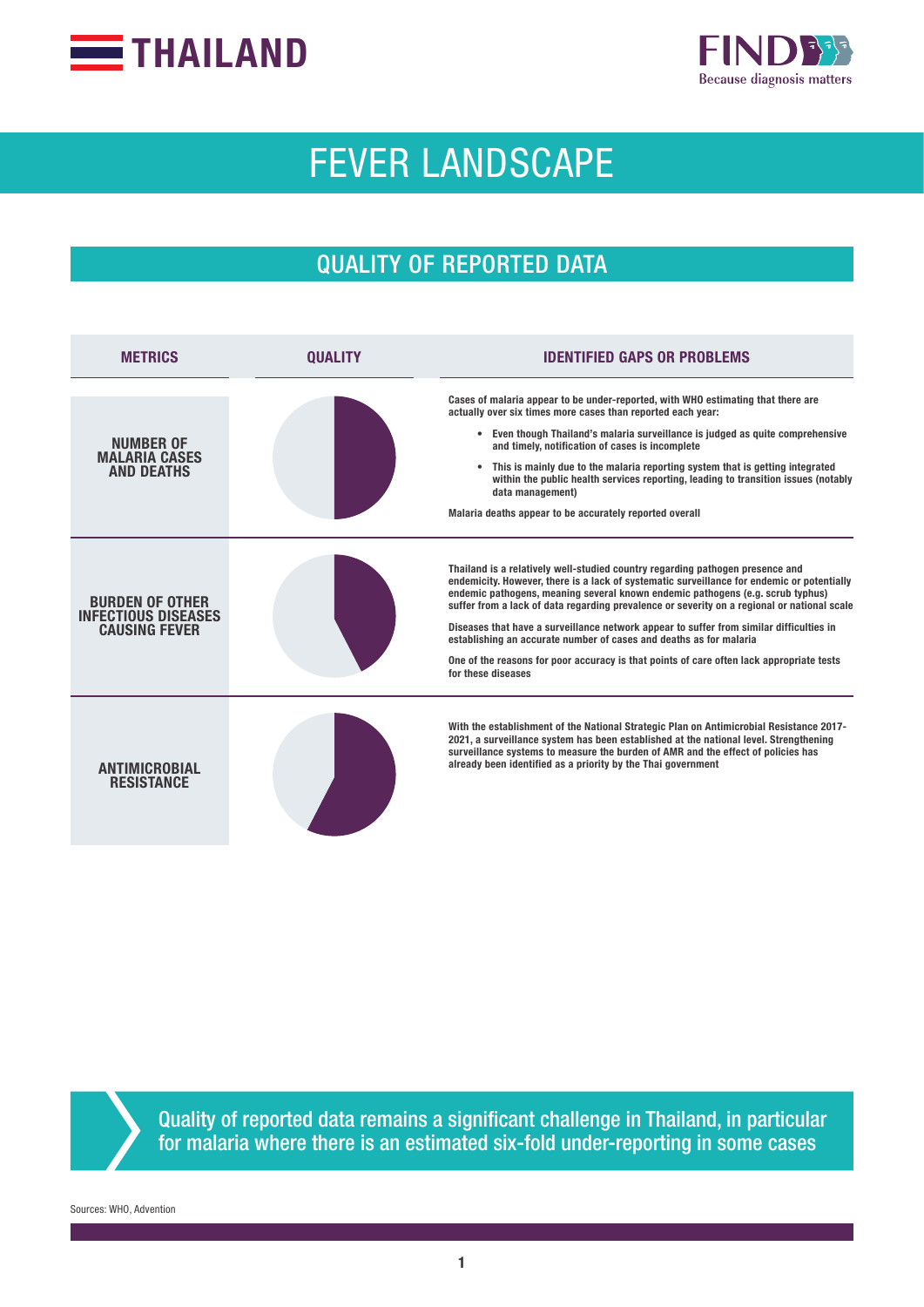# THAILAND

FIND — Because diagnosis matters

# FEVER LANDSCAPE

## QUALITY OF REPORTED DATA

| METRICS | QUALITY | IDENTIFIED GAPS OR PROBLEMS |
|---|---|---|
| NUMBER OF MALARIA CASES AND DEATHS | | Cases of malaria appear to be under-reported, with WHO estimating that there are actually over six times more cases than reported each year: <br>• Even though Thailand's malaria surveillance is judged as quite comprehensive and timely, notification of cases is incomplete <br>• This is mainly due to the malaria reporting system that is getting integrated within the public health services reporting, leading to transition issues (notably data management) <br>Malaria deaths appear to be accurately reported overall |
| BURDEN OF OTHER INFECTIOUS DISEASES CAUSING FEVER | | Thailand is a relatively well-studied country regarding pathogen presence and endemicity. However, there is a lack of systematic surveillance for endemic or potentially endemic pathogens, meaning several known endemic pathogens (e.g. scrub typhus) suffer from a lack of data regarding prevalence or severity on a regional or national scale <br>Diseases that have a surveillance network appear to suffer from similar difficulties in establishing an accurate number of cases and deaths as for malaria <br>One of the reasons for poor accuracy is that points of care often lack appropriate tests for these diseases |
| ANTIMICROBIAL RESISTANCE | | With the establishment of the National Strategic Plan on Antimicrobial Resistance 2017-2021, a surveillance system has been established at the national level. Strengthening surveillance systems to measure the burden of AMR and the effect of policies has already been identified as a priority by the Thai government |

Quality of reported data remains a significant challenge in Thailand, in particular for malaria where there is an estimated six-fold under-reporting in some cases

Sources: WHO, Advention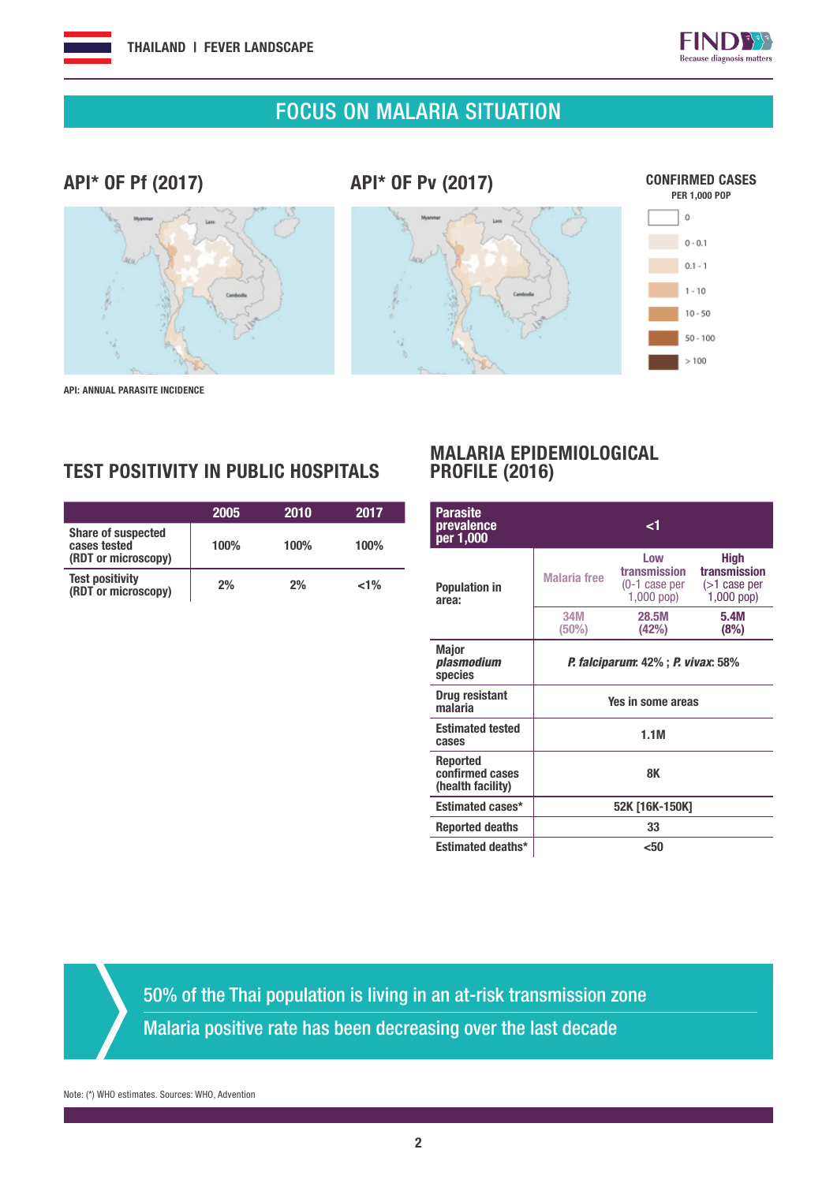# FOCUS ON MALARIA SITUATION

## API* OF Pf (2017)

## API* OF Pv (2017)

**CONFIRMED CASES**
PER 1,000 POP

- 0
- 0 - 0.1
- 0.1 - 1
- 1 - 10
- 10 - 50
- 50 - 100
- > 100

API: ANNUAL PARASITE INCIDENCE

## TEST POSITIVITY IN PUBLIC HOSPITALS

| | 2005 | 2010 | 2017 |
|---|---|---|---|
| Share of suspected cases tested (RDT or microscopy) | 100% | 100% | 100% |
| Test positivity (RDT or microscopy) | 2% | 2% | <1% |

## MALARIA EPIDEMIOLOGICAL PROFILE (2016)

| Parasite prevalence per 1,000 | <1 | | |
|---|---|---|---|
| Population in area: | Malaria free | Low transmission (0-1 case per 1,000 pop) | High transmission (>1 case per 1,000 pop) |
| | 34M (50%) | 28.5M (42%) | 5.4M (8%) |
| Major *plasmodium* species | ***P. falciparum***: 42% ; ***P. vivax***: 58% | | |
| Drug resistant malaria | Yes in some areas | | |
| Estimated tested cases | 1.1M | | |
| Reported confirmed cases (health facility) | 8K | | |
| Estimated cases* | 52K [16K-150K] | | |
| Reported deaths | 33 | | |
| Estimated deaths* | <50 | | |

50% of the Thai population is living in an at-risk transmission zone

Malaria positive rate has been decreasing over the last decade

Note: (*) WHO estimates. Sources: WHO, Advention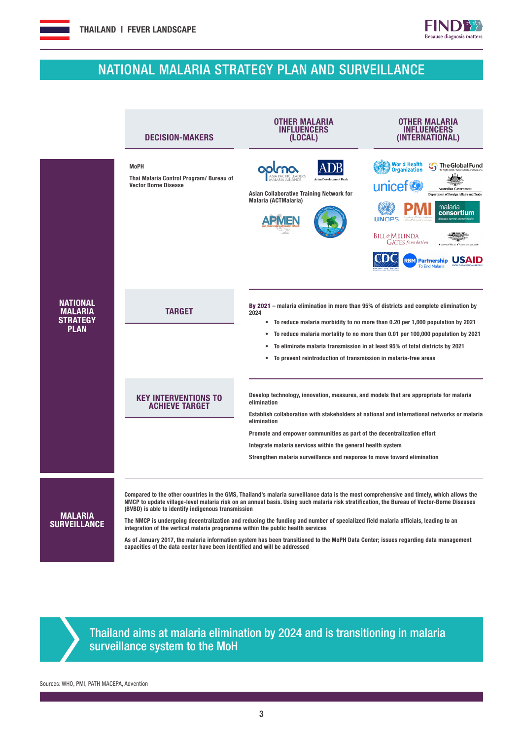# NATIONAL MALARIA STRATEGY PLAN AND SURVEILLANCE

## NATIONAL MALARIA STRATEGY PLAN

| DECISION-MAKERS | OTHER MALARIA INFLUENCERS (LOCAL) | OTHER MALARIA INFLUENCERS (INTERNATIONAL) |
|---|---|---|
| MoPH<br><br>Thai Malaria Control Program/ Bureau of Vector Borne Disease | APLMA – Asia Pacific Leaders Malaria Alliance<br>ADB – Asian Development Bank<br>Asian Collaborative Training Network for Malaria (ACTMalaria)<br>APMEN – Asia Pacific Malaria Elimination Network<br>Mekong Malaria Initiative | World Health Organization<br>The Global Fund<br>unicef<br>Australian Government – Department of Foreign Affairs and Trade<br>UNOPS<br>PMI<br>malaria consortium<br>Bill & Melinda Gates Foundation<br>Australian Government<br>CDC<br>RBM Partnership To End Malaria<br>USAID |

### TARGET

**By 2021** – malaria elimination in more than 95% of districts and complete elimination by 2024

- To reduce malaria morbidity to no more than 0.20 per 1,000 population by 2021
- To reduce malaria mortality to no more than 0.01 per 100,000 population by 2021
- To eliminate malaria transmission in at least 95% of total districts by 2021
- To prevent reintroduction of transmission in malaria-free areas

### KEY INTERVENTIONS TO ACHIEVE TARGET

Develop technology, innovation, measures, and models that are appropriate for malaria elimination

Establish collaboration with stakeholders at national and international networks or malaria elimination

Promote and empower communities as part of the decentralization effort

Integrate malaria services within the general health system

Strengthen malaria surveillance and response to move toward elimination

## MALARIA SURVEILLANCE

Compared to the other countries in the GMS, Thailand's malaria surveillance data is the most comprehensive and timely, which allows the NMCP to update village-level malaria risk on an annual basis. Using such malaria risk stratification, the Bureau of Vector-Borne Diseases (BVBD) is able to identify indigenous transmission

The NMCP is undergoing decentralization and reducing the funding and number of specialized field malaria officials, leading to an integration of the vertical malaria programme within the public health services

As of January 2017, the malaria information system has been transitioned to the MoPH Data Center; issues regarding data management capacities of the data center have been identified and will be addressed

**Thailand aims at malaria elimination by 2024 and is transitioning in malaria surveillance system to the MoH**

Sources: WHO, PMI, PATH MACEPA, Advention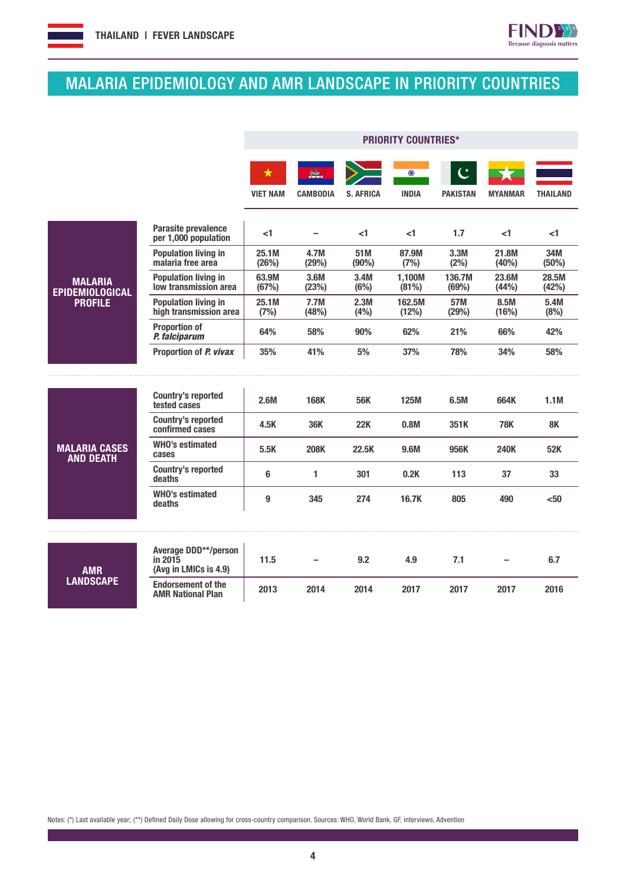# MALARIA EPIDEMIOLOGY AND AMR LANDSCAPE IN PRIORITY COUNTRIES

| | | PRIORITY COUNTRIES* | | | | | | |
|---|---|---|---|---|---|---|---|---|
| | | VIET NAM | CAMBODIA | S. AFRICA | INDIA | PAKISTAN | MYANMAR | THAILAND |
| **MALARIA EPIDEMIOLOGICAL PROFILE** | Parasite prevalence per 1,000 population | <1 | – | <1 | <1 | 1.7 | <1 | <1 |
| | Population living in malaria free area | 25.1M (26%) | 4.7M (29%) | 51M (90%) | 87.9M (7%) | 3.3M (2%) | 21.8M (40%) | 34M (50%) |
| | Population living in low transmission area | 63.9M (67%) | 3.6M (23%) | 3.4M (6%) | 1,100M (81%) | 136.7M (69%) | 23.6M (44%) | 28.5M (42%) |
| | Population living in high transmission area | 25.1M (7%) | 7.7M (48%) | 2.3M (4%) | 162.5M (12%) | 57M (29%) | 8.5M (16%) | 5.4M (8%) |
| | Proportion of *P. falciparum* | 64% | 58% | 90% | 62% | 21% | 66% | 42% |
| | Proportion of *P. vivax* | 35% | 41% | 5% | 37% | 78% | 34% | 58% |
| **MALARIA CASES AND DEATH** | Country's reported tested cases | 2.6M | 168K | 56K | 125M | 6.5M | 664K | 1.1M |
| | Country's reported confirmed cases | 4.5K | 36K | 22K | 0.8M | 351K | 78K | 8K |
| | WHO's estimated cases | 5.5K | 208K | 22.5K | 9.6M | 956K | 240K | 52K |
| | Country's reported deaths | 6 | 1 | 301 | 0.2K | 113 | 37 | 33 |
| | WHO's estimated deaths | 9 | 345 | 274 | 16.7K | 805 | 490 | <50 |
| **AMR LANDSCAPE** | Average DDD**/person in 2015 (Avg in LMICs is 4.9) | 11.5 | – | 9.2 | 4.9 | 7.1 | – | 6.7 |
| | Endorsement of the AMR National Plan | 2013 | 2014 | 2014 | 2017 | 2017 | 2017 | 2016 |

Notes: (*) Last available year; (**) Defined Daily Dose allowing for cross-country comparison. Sources: WHO, World Bank, GF, interviews, Advention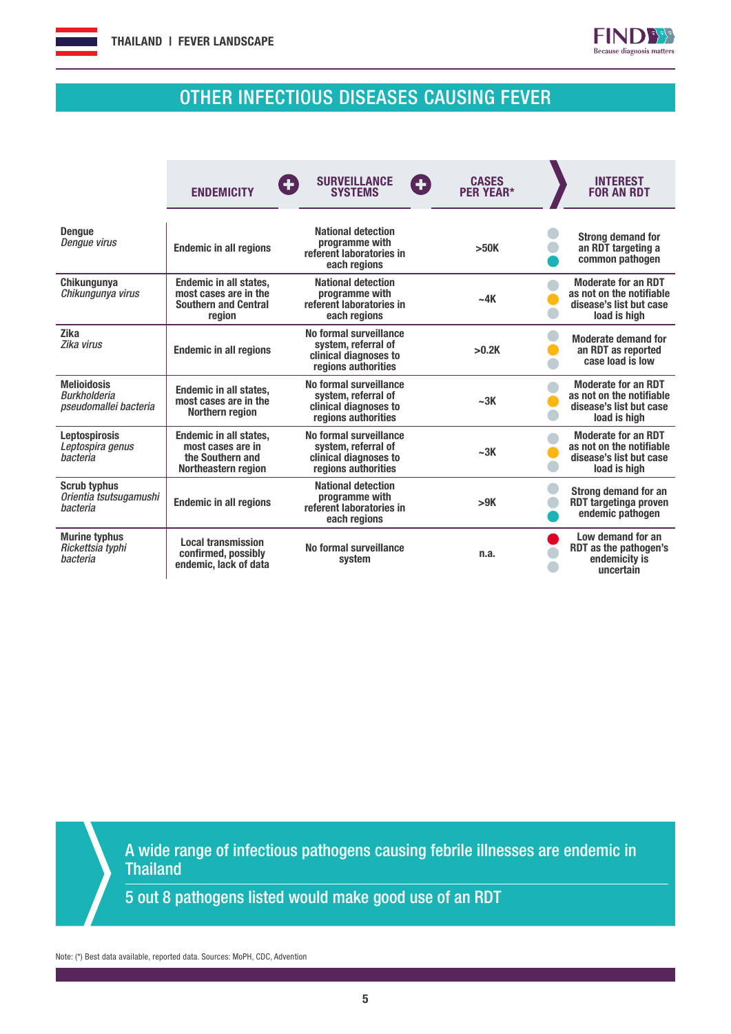# OTHER INFECTIOUS DISEASES CAUSING FEVER

| | ENDEMICITY | SURVEILLANCE SYSTEMS | CASES PER YEAR* | INTEREST FOR AN RDT |
|---|---|---|---|---|
| **Dengue** *Dengue virus* | Endemic in all regions | National detection programme with referent laboratories in each regions | >50K | Strong demand for an RDT targeting a common pathogen |
| **Chikungunya** *Chikungunya virus* | Endemic in all states, most cases are in the Southern and Central region | National detection programme with referent laboratories in each regions | ~4K | Moderate for an RDT as not on the notifiable disease's list but case load is high |
| **Zika** *Zika virus* | Endemic in all regions | No formal surveillance system, referral of clinical diagnoses to regions authorities | >0.2K | Moderate demand for an RDT as reported case load is low |
| **Melioidosis** *Burkholderia pseudomallei bacteria* | Endemic in all states, most cases are in the Northern region | No formal surveillance system, referral of clinical diagnoses to regions authorities | ~3K | Moderate for an RDT as not on the notifiable disease's list but case load is high |
| **Leptospirosis** *Leptospira genus bacteria* | Endemic in all states, most cases are in the Southern and Northeastern region | No formal surveillance system, referral of clinical diagnoses to regions authorities | ~3K | Moderate for an RDT as not on the notifiable disease's list but case load is high |
| **Scrub typhus** *Orientia tsutsugamushi bacteria* | Endemic in all regions | National detection programme with referent laboratories in each regions | >9K | Strong demand for an RDT targetinga proven endemic pathogen |
| **Murine typhus** *Rickettsia typhi bacteria* | Local transmission confirmed, possibly endemic, lack of data | No formal surveillance system | n.a. | Low demand for an RDT as the pathogen's endemicity is uncertain |

A wide range of infectious pathogens causing febrile illnesses are endemic in Thailand

5 out 8 pathogens listed would make good use of an RDT

Note: (*) Best data available, reported data. Sources: MoPH, CDC, Advention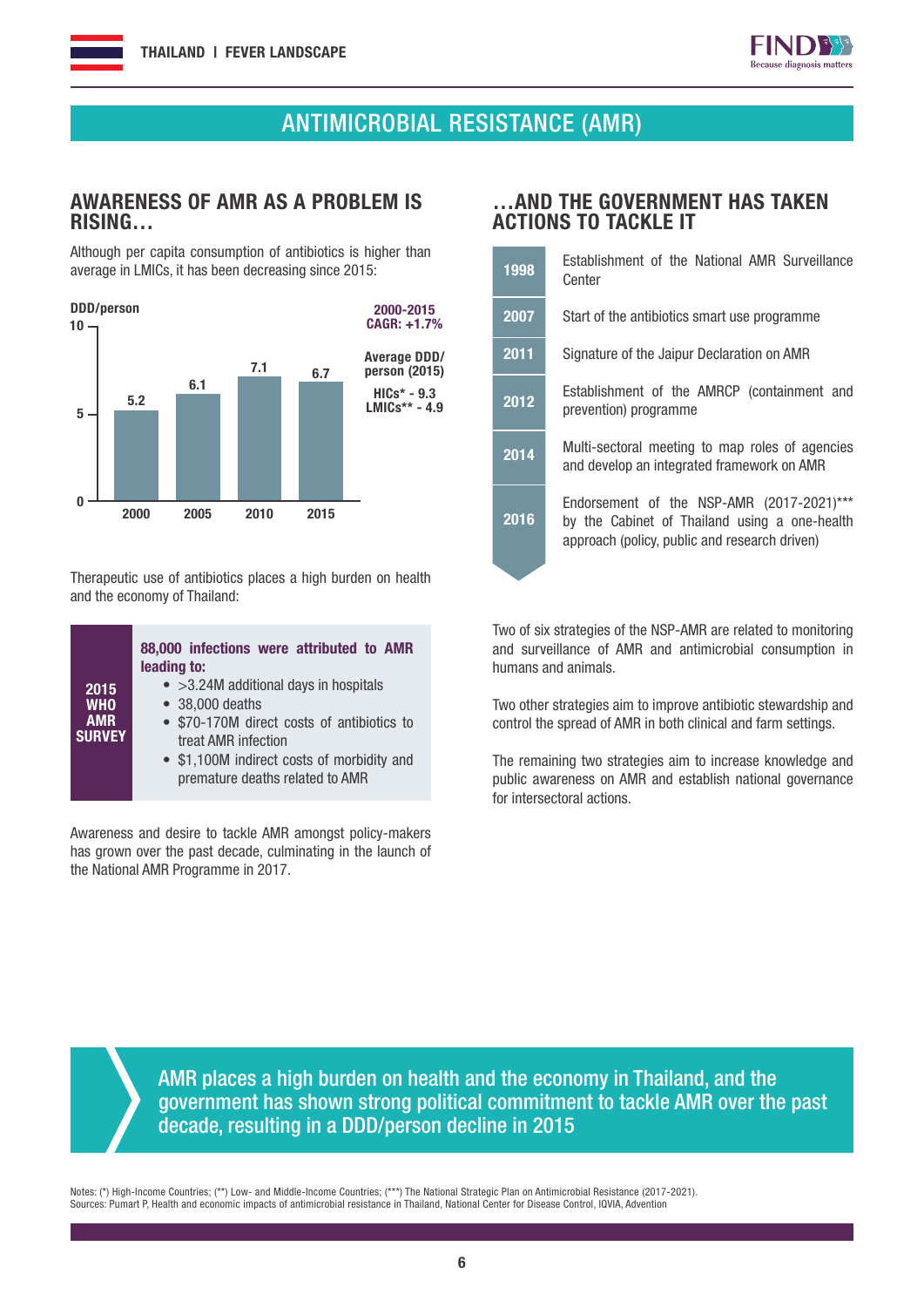## ANTIMICROBIAL RESISTANCE (AMR)

### AWARENESS OF AMR AS A PROBLEM IS RISING…

Although per capita consumption of antibiotics is higher than average in LMICs, it has been decreasing since 2015:

DDD/person

10

5

0

5.2
6.1
7.1
6.7

2000
2005
2010
2015

**2000-2015 CAGR: +1.7%**

**Average DDD/ person (2015)**

**HICs* - 9.3**
**LMICs** - 4.9**

Therapeutic use of antibiotics places a high burden on health and the economy of Thailand:

**2015 WHO AMR SURVEY**

**88,000 infections were attributed to AMR leading to:**

- >3.24M additional days in hospitals
- 38,000 deaths
- $70-170M direct costs of antibiotics to treat AMR infection
- $1,100M indirect costs of morbidity and premature deaths related to AMR

Awareness and desire to tackle AMR amongst policy-makers has grown over the past decade, culminating in the launch of the National AMR Programme in 2017.

### …AND THE GOVERNMENT HAS TAKEN ACTIONS TO TACKLE IT

| | |
|---|---|
| **1998** | Establishment of the National AMR Surveillance Center |
| **2007** | Start of the antibiotics smart use programme |
| **2011** | Signature of the Jaipur Declaration on AMR |
| **2012** | Establishment of the AMRCP (containment and prevention) programme |
| **2014** | Multi-sectoral meeting to map roles of agencies and develop an integrated framework on AMR |
| **2016** | Endorsement of the NSP-AMR (2017-2021)*** by the Cabinet of Thailand using a one-health approach (policy, public and research driven) |

Two of six strategies of the NSP-AMR are related to monitoring and surveillance of AMR and antimicrobial consumption in humans and animals.

Two other strategies aim to improve antibiotic stewardship and control the spread of AMR in both clinical and farm settings.

The remaining two strategies aim to increase knowledge and public awareness on AMR and establish national governance for intersectoral actions.

AMR places a high burden on health and the economy in Thailand, and the government has shown strong political commitment to tackle AMR over the past decade, resulting in a DDD/person decline in 2015

Notes: (*) High-Income Countries; (**) Low- and Middle-Income Countries; (***) The National Strategic Plan on Antimicrobial Resistance (2017-2021).
Sources: Pumart P, Health and economic impacts of antimicrobial resistance in Thailand, National Center for Disease Control, IQVIA, Advention